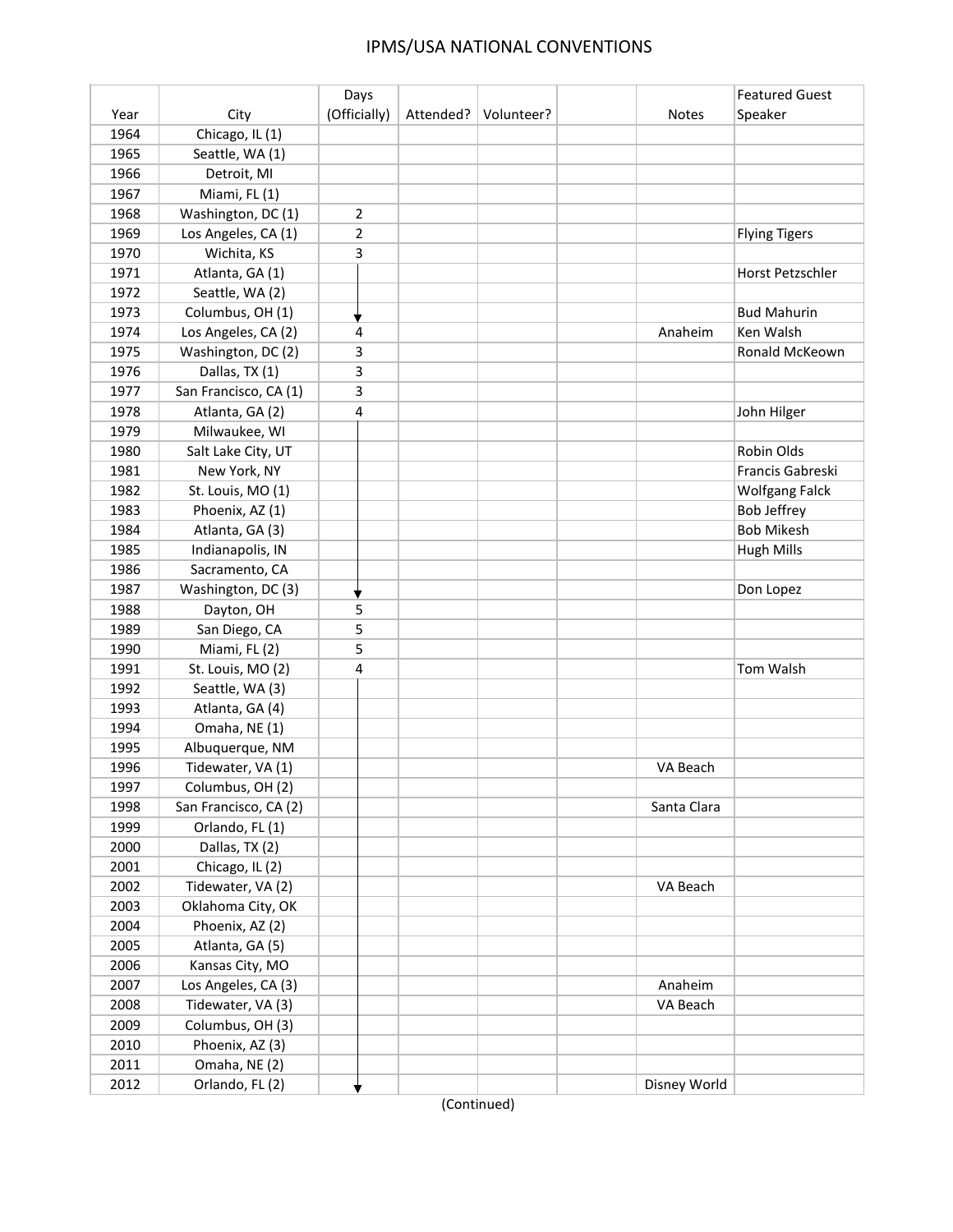# IPMS/USA NATIONAL CONVENTIONS

| Year | City | Days (Officially) | Attended? | Volunteer? | | Notes | Featured Guest Speaker |
|---|---|---|---|---|---|---|---|
| 1964 | Chicago, IL (1) | | | | | | |
| 1965 | Seattle, WA (1) | | | | | | |
| 1966 | Detroit, MI | | | | | | |
| 1967 | Miami, FL (1) | | | | | | |
| 1968 | Washington, DC (1) | 2 | | | | | |
| 1969 | Los Angeles, CA (1) | 2 | | | | | Flying Tigers |
| 1970 | Wichita, KS | 3 | | | | | |
| 1971 | Atlanta, GA (1) | ↓ | | | | | Horst Petzschler |
| 1972 | Seattle, WA (2) | ↓ | | | | | |
| 1973 | Columbus, OH (1) | ↓ | | | | | Bud Mahurin |
| 1974 | Los Angeles, CA (2) | 4 | | | | Anaheim | Ken Walsh |
| 1975 | Washington, DC (2) | 3 | | | | | Ronald McKeown |
| 1976 | Dallas, TX (1) | 3 | | | | | |
| 1977 | San Francisco, CA (1) | 3 | | | | | |
| 1978 | Atlanta, GA (2) | 4 | | | | | John Hilger |
| 1979 | Milwaukee, WI | ↓ | | | | | |
| 1980 | Salt Lake City, UT | ↓ | | | | | Robin Olds |
| 1981 | New York, NY | ↓ | | | | | Francis Gabreski |
| 1982 | St. Louis, MO (1) | ↓ | | | | | Wolfgang Falck |
| 1983 | Phoenix, AZ (1) | ↓ | | | | | Bob Jeffrey |
| 1984 | Atlanta, GA (3) | ↓ | | | | | Bob Mikesh |
| 1985 | Indianapolis, IN | ↓ | | | | | Hugh Mills |
| 1986 | Sacramento, CA | ↓ | | | | | |
| 1987 | Washington, DC (3) | ↓ | | | | | Don Lopez |
| 1988 | Dayton, OH | 5 | | | | | |
| 1989 | San Diego, CA | 5 | | | | | |
| 1990 | Miami, FL (2) | 5 | | | | | |
| 1991 | St. Louis, MO (2) | 4 | | | | | Tom Walsh |
| 1992 | Seattle, WA (3) | ↓ | | | | | |
| 1993 | Atlanta, GA (4) | ↓ | | | | | |
| 1994 | Omaha, NE (1) | ↓ | | | | | |
| 1995 | Albuquerque, NM | ↓ | | | | | |
| 1996 | Tidewater, VA (1) | ↓ | | | | VA Beach | |
| 1997 | Columbus, OH (2) | ↓ | | | | | |
| 1998 | San Francisco, CA (2) | ↓ | | | | Santa Clara | |
| 1999 | Orlando, FL (1) | ↓ | | | | | |
| 2000 | Dallas, TX (2) | ↓ | | | | | |
| 2001 | Chicago, IL (2) | ↓ | | | | | |
| 2002 | Tidewater, VA (2) | ↓ | | | | VA Beach | |
| 2003 | Oklahoma City, OK | ↓ | | | | | |
| 2004 | Phoenix, AZ (2) | ↓ | | | | | |
| 2005 | Atlanta, GA (5) | ↓ | | | | | |
| 2006 | Kansas City, MO | ↓ | | | | | |
| 2007 | Los Angeles, CA (3) | ↓ | | | | Anaheim | |
| 2008 | Tidewater, VA (3) | ↓ | | | | VA Beach | |
| 2009 | Columbus, OH (3) | ↓ | | | | | |
| 2010 | Phoenix, AZ (3) | ↓ | | | | | |
| 2011 | Omaha, NE (2) | ↓ | | | | | |
| 2012 | Orlando, FL (2) | ↓ | | | | Disney World | |

(Continued)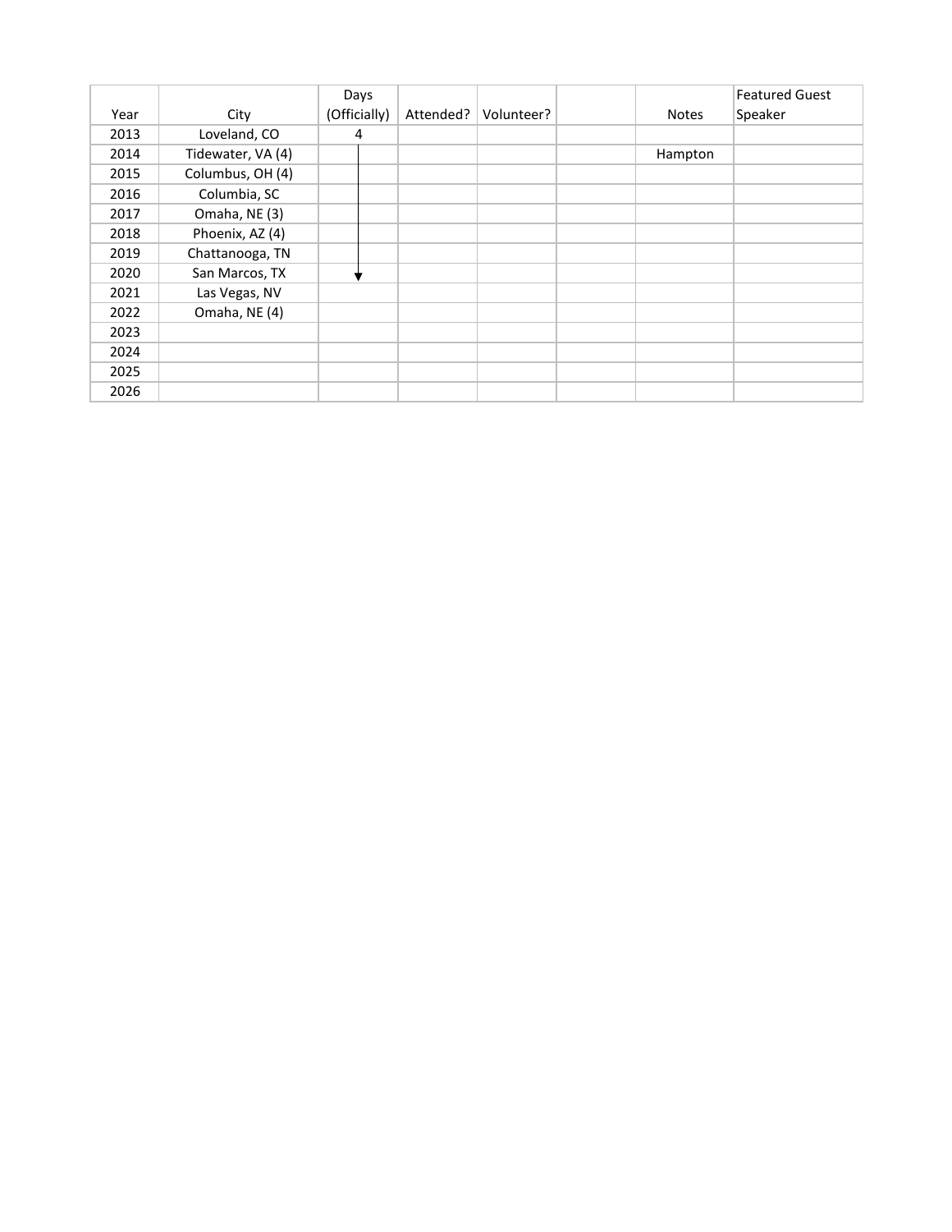| Year | City | Days (Officially) | Attended? | Volunteer? | | Notes | Featured Guest Speaker |
|---|---|---|---|---|---|---|---|
| 2013 | Loveland, CO | 4 | | | | | |
| 2014 | Tidewater, VA (4) | | | | | Hampton | |
| 2015 | Columbus, OH (4) | | | | | | |
| 2016 | Columbia, SC | | | | | | |
| 2017 | Omaha, NE (3) | | | | | | |
| 2018 | Phoenix, AZ (4) | | | | | | |
| 2019 | Chattanooga, TN | | | | | | |
| 2020 | San Marcos, TX | | | | | | |
| 2021 | Las Vegas, NV | | | | | | |
| 2022 | Omaha, NE (4) | | | | | | |
| 2023 | | | | | | | |
| 2024 | | | | | | | |
| 2025 | | | | | | | |
| 2026 | | | | | | | |